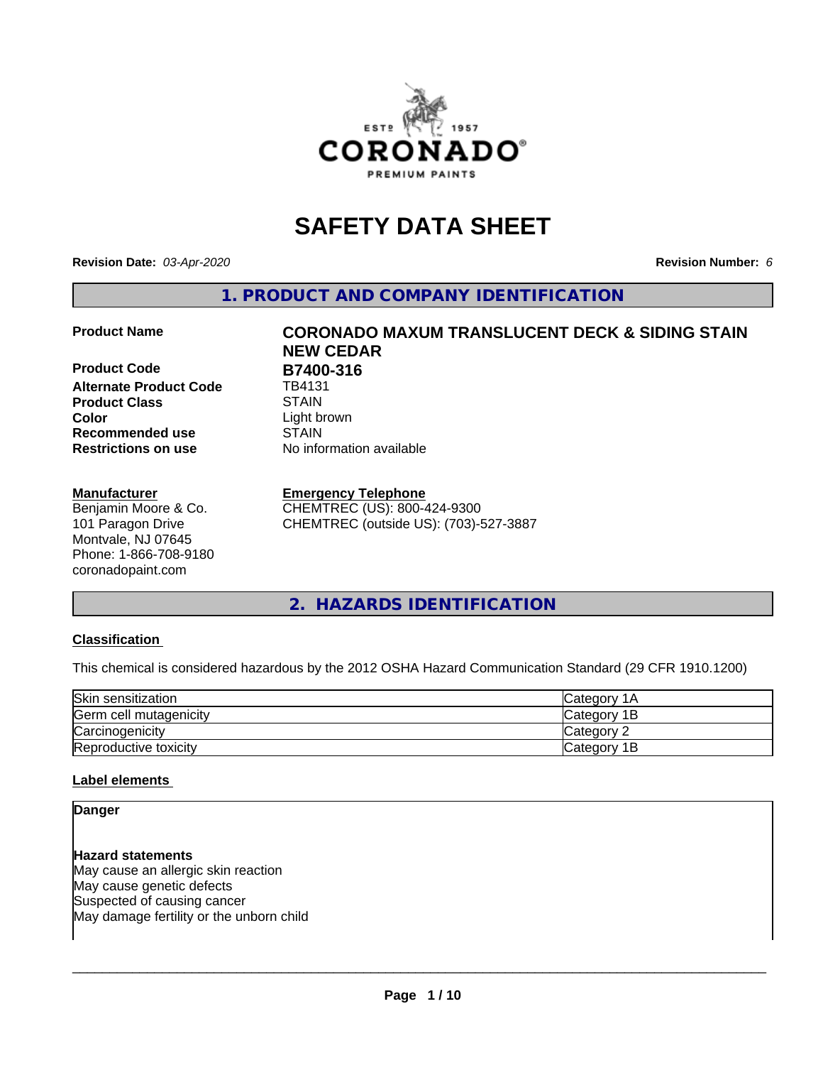# SAFETY DATA SHEET

**Revision Date:** *03-Apr-2020* **Revision Number:** *6*

## 1. PRODUCT AND COMPANY IDENTIFICATION

| | |
|---|---|
| **Product Name** | **CORONADO MAXUM TRANSLUCENT DECK & SIDING STAIN NEW CEDAR** |
| **Product Code** | **B7400-316** |
| **Alternate Product Code** | TB4131 |
| **Product Class** | STAIN |
| **Color** | Light brown |
| **Recommended use** | STAIN |
| **Restrictions on use** | No information available |

**Manufacturer**
Benjamin Moore & Co.
101 Paragon Drive
Montvale, NJ 07645
Phone: 1-866-708-9180
coronadopaint.com

**Emergency Telephone**
CHEMTREC (US): 800-424-9300
CHEMTREC (outside US): (703)-527-3887

## 2. HAZARDS IDENTIFICATION

### Classification

This chemical is considered hazardous by the 2012 OSHA Hazard Communication Standard (29 CFR 1910.1200)

| | |
|---|---|
| Skin sensitization | Category 1A |
| Germ cell mutagenicity | Category 1B |
| Carcinogenicity | Category 2 |
| Reproductive toxicity | Category 1B |

### Label elements

**Danger**

**Hazard statements**
May cause an allergic skin reaction
May cause genetic defects
Suspected of causing cancer
May damage fertility or the unborn child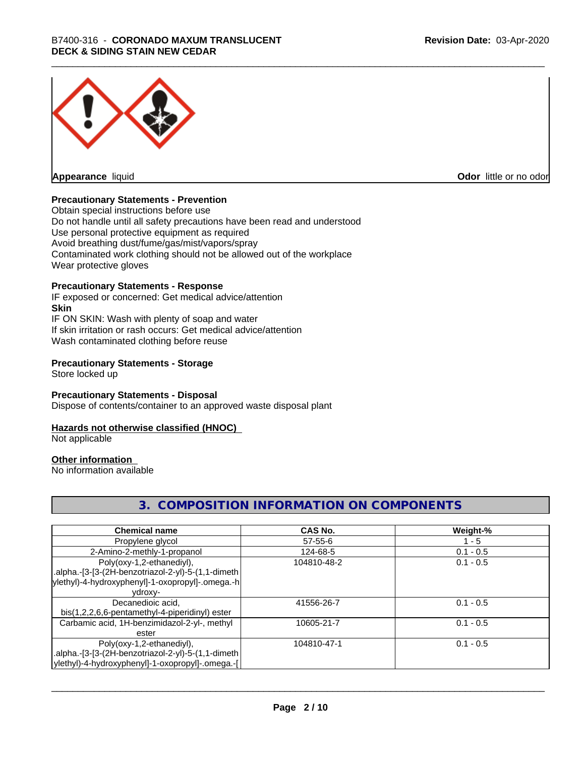**Appearance** liquid **Odor** little or no odor

**Precautionary Statements - Prevention**

Obtain special instructions before use
Do not handle until all safety precautions have been read and understood
Use personal protective equipment as required
Avoid breathing dust/fume/gas/mist/vapors/spray
Contaminated work clothing should not be allowed out of the workplace
Wear protective gloves

**Precautionary Statements - Response**

IF exposed or concerned: Get medical advice/attention

**Skin**

IF ON SKIN: Wash with plenty of soap and water
If skin irritation or rash occurs: Get medical advice/attention
Wash contaminated clothing before reuse

**Precautionary Statements - Storage**

Store locked up

**Precautionary Statements - Disposal**

Dispose of contents/container to an approved waste disposal plant

**Hazards not otherwise classified (HNOC)**

Not applicable

**Other information**

No information available

## 3. COMPOSITION INFORMATION ON COMPONENTS

| Chemical name | CAS No. | Weight-% |
| --- | --- | --- |
| Propylene glycol | 57-55-6 | 1 - 5 |
| 2-Amino-2-methly-1-propanol | 124-68-5 | 0.1 - 0.5 |
| Poly(oxy-1,2-ethanediyl), .alpha.-[3-[3-(2H-benzotriazol-2-yl)-5-(1,1-dimethylethyl)-4-hydroxyphenyl]-1-oxopropyl]-.omega.-hydroxy- | 104810-48-2 | 0.1 - 0.5 |
| Decanedioic acid, bis(1,2,2,6,6-pentamethyl-4-piperidinyl) ester | 41556-26-7 | 0.1 - 0.5 |
| Carbamic acid, 1H-benzimidazol-2-yl-, methyl ester | 10605-21-7 | 0.1 - 0.5 |
| Poly(oxy-1,2-ethanediyl), .alpha.-[3-[3-(2H-benzotriazol-2-yl)-5-(1,1-dimethylethyl)-4-hydroxyphenyl]-1-oxopropyl]-.omega.-[ | 104810-47-1 | 0.1 - 0.5 |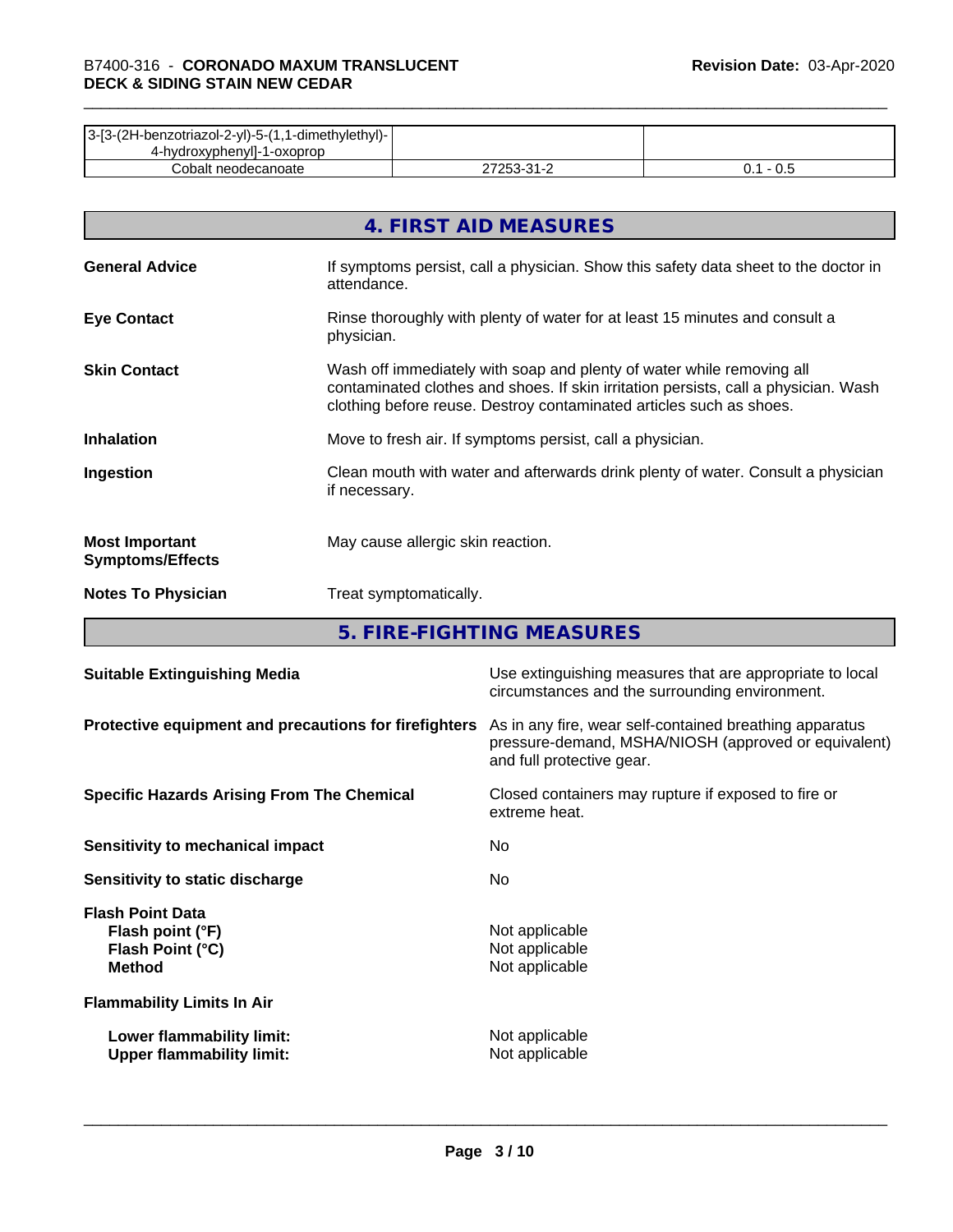| | | |
|---|---|---|
| 3-[3-(2H-benzotriazol-2-yl)-5-(1,1-dimethylethyl)-4-hydroxyphenyl]-1-oxoprop | | |
| Cobalt neodecanoate | 27253-31-2 | 0.1 - 0.5 |

## 4. FIRST AID MEASURES

**General Advice**
If symptoms persist, call a physician. Show this safety data sheet to the doctor in attendance.

**Eye Contact**
Rinse thoroughly with plenty of water for at least 15 minutes and consult a physician.

**Skin Contact**
Wash off immediately with soap and plenty of water while removing all contaminated clothes and shoes. If skin irritation persists, call a physician. Wash clothing before reuse. Destroy contaminated articles such as shoes.

**Inhalation**
Move to fresh air. If symptoms persist, call a physician.

**Ingestion**
Clean mouth with water and afterwards drink plenty of water. Consult a physician if necessary.

**Most Important Symptoms/Effects**
May cause allergic skin reaction.

**Notes To Physician**
Treat symptomatically.

## 5. FIRE-FIGHTING MEASURES

**Suitable Extinguishing Media**
Use extinguishing measures that are appropriate to local circumstances and the surrounding environment.

**Protective equipment and precautions for firefighters**
As in any fire, wear self-contained breathing apparatus pressure-demand, MSHA/NIOSH (approved or equivalent) and full protective gear.

**Specific Hazards Arising From The Chemical**
Closed containers may rupture if exposed to fire or extreme heat.

**Sensitivity to mechanical impact**
No

**Sensitivity to static discharge**
No

**Flash Point Data**
- **Flash point (°F)**: Not applicable
- **Flash Point (°C)**: Not applicable
- **Method**: Not applicable

**Flammability Limits In Air**
- **Lower flammability limit:** Not applicable
- **Upper flammability limit:** Not applicable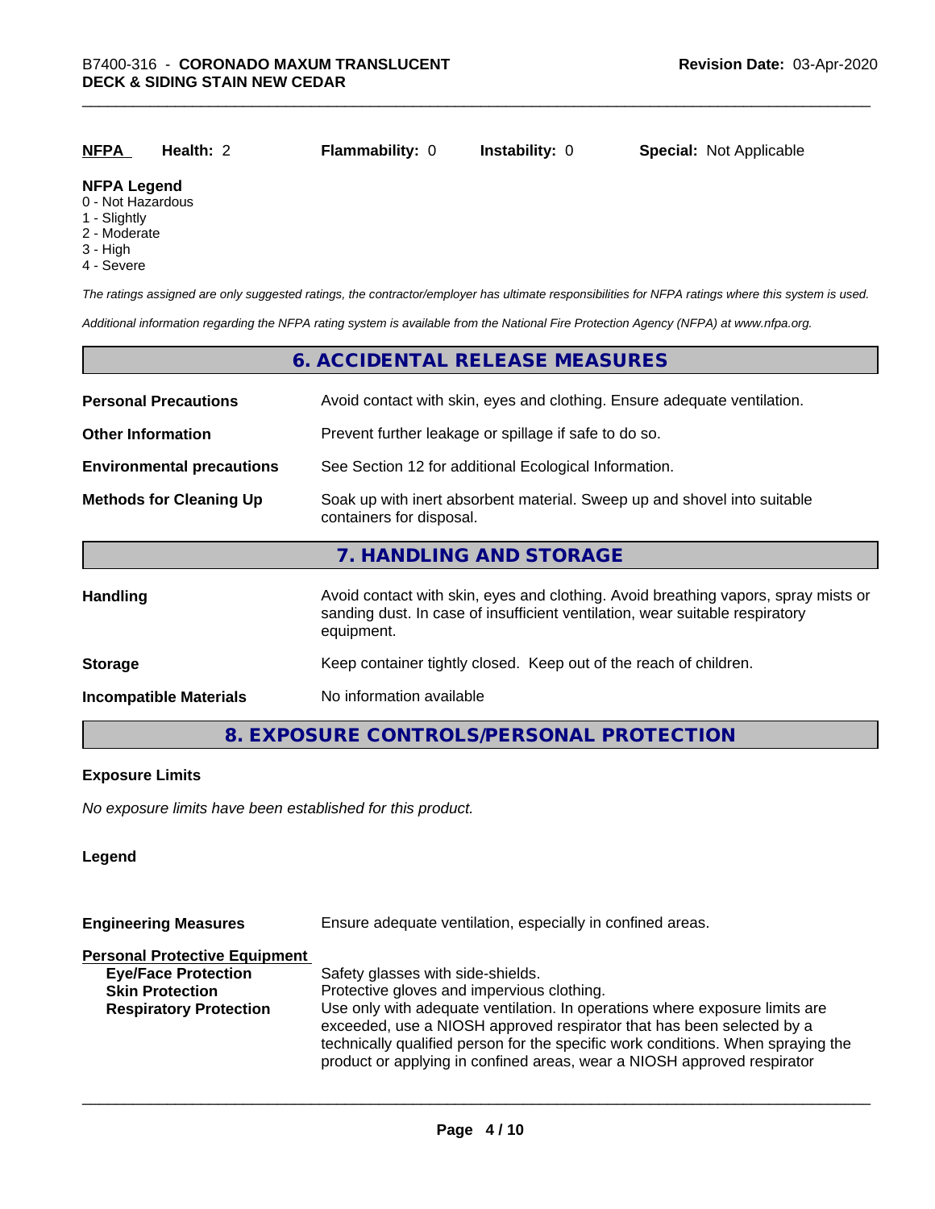| NFPA | Health: 2 | Flammability: 0 | Instability: 0 | Special: Not Applicable |
|---|---|---|---|---|

**NFPA Legend**
0 - Not Hazardous
1 - Slightly
2 - Moderate
3 - High
4 - Severe

*The ratings assigned are only suggested ratings, the contractor/employer has ultimate responsibilities for NFPA ratings where this system is used.*

*Additional information regarding the NFPA rating system is available from the National Fire Protection Agency (NFPA) at www.nfpa.org.*

## 6. ACCIDENTAL RELEASE MEASURES

| | |
|---|---|
| **Personal Precautions** | Avoid contact with skin, eyes and clothing. Ensure adequate ventilation. |
| **Other Information** | Prevent further leakage or spillage if safe to do so. |
| **Environmental precautions** | See Section 12 for additional Ecological Information. |
| **Methods for Cleaning Up** | Soak up with inert absorbent material. Sweep up and shovel into suitable containers for disposal. |

## 7. HANDLING AND STORAGE

| | |
|---|---|
| **Handling** | Avoid contact with skin, eyes and clothing. Avoid breathing vapors, spray mists or sanding dust. In case of insufficient ventilation, wear suitable respiratory equipment. |
| **Storage** | Keep container tightly closed. Keep out of the reach of children. |
| **Incompatible Materials** | No information available |

## 8. EXPOSURE CONTROLS/PERSONAL PROTECTION

**Exposure Limits**

*No exposure limits have been established for this product.*

**Legend**

| | |
|---|---|
| **Engineering Measures** | Ensure adequate ventilation, especially in confined areas. |

**Personal Protective Equipment**

| | |
|---|---|
| **Eye/Face Protection** | Safety glasses with side-shields. |
| **Skin Protection** | Protective gloves and impervious clothing. |
| **Respiratory Protection** | Use only with adequate ventilation. In operations where exposure limits are exceeded, use a NIOSH approved respirator that has been selected by a technically qualified person for the specific work conditions. When spraying the product or applying in confined areas, wear a NIOSH approved respirator |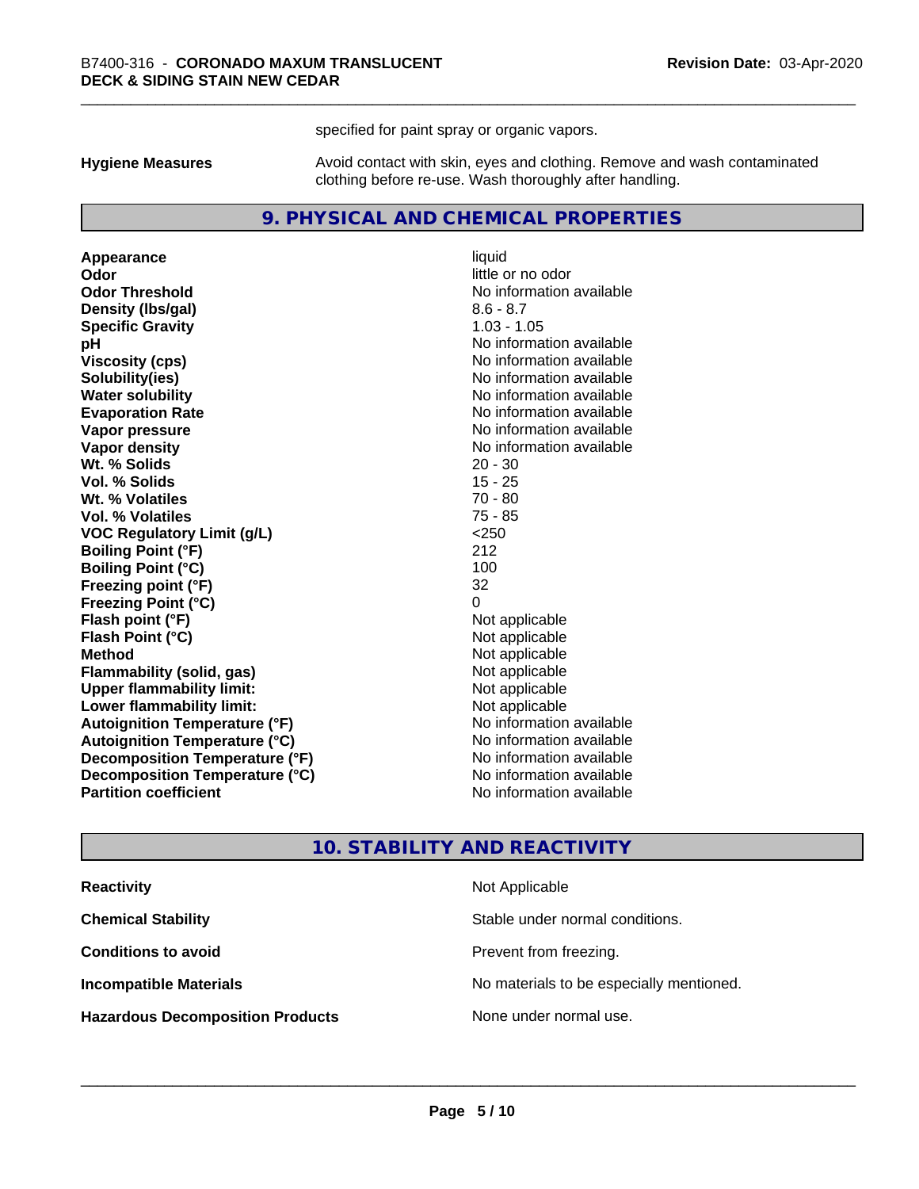specified for paint spray or organic vapors.

**Hygiene Measures** Avoid contact with skin, eyes and clothing. Remove and wash contaminated clothing before re-use. Wash thoroughly after handling.

## 9. PHYSICAL AND CHEMICAL PROPERTIES

| | |
|---|---|
| **Appearance** | liquid |
| **Odor** | little or no odor |
| **Odor Threshold** | No information available |
| **Density (lbs/gal)** | 8.6 - 8.7 |
| **Specific Gravity** | 1.03 - 1.05 |
| **pH** | No information available |
| **Viscosity (cps)** | No information available |
| **Solubility(ies)** | No information available |
| **Water solubility** | No information available |
| **Evaporation Rate** | No information available |
| **Vapor pressure** | No information available |
| **Vapor density** | No information available |
| **Wt. % Solids** | 20 - 30 |
| **Vol. % Solids** | 15 - 25 |
| **Wt. % Volatiles** | 70 - 80 |
| **Vol. % Volatiles** | 75 - 85 |
| **VOC Regulatory Limit (g/L)** | <250 |
| **Boiling Point (°F)** | 212 |
| **Boiling Point (°C)** | 100 |
| **Freezing point (°F)** | 32 |
| **Freezing Point (°C)** | 0 |
| **Flash point (°F)** | Not applicable |
| **Flash Point (°C)** | Not applicable |
| **Method** | Not applicable |
| **Flammability (solid, gas)** | Not applicable |
| **Upper flammability limit:** | Not applicable |
| **Lower flammability limit:** | Not applicable |
| **Autoignition Temperature (°F)** | No information available |
| **Autoignition Temperature (°C)** | No information available |
| **Decomposition Temperature (°F)** | No information available |
| **Decomposition Temperature (°C)** | No information available |
| **Partition coefficient** | No information available |

## 10. STABILITY AND REACTIVITY

| | |
|---|---|
| **Reactivity** | Not Applicable |
| **Chemical Stability** | Stable under normal conditions. |
| **Conditions to avoid** | Prevent from freezing. |
| **Incompatible Materials** | No materials to be especially mentioned. |
| **Hazardous Decomposition Products** | None under normal use. |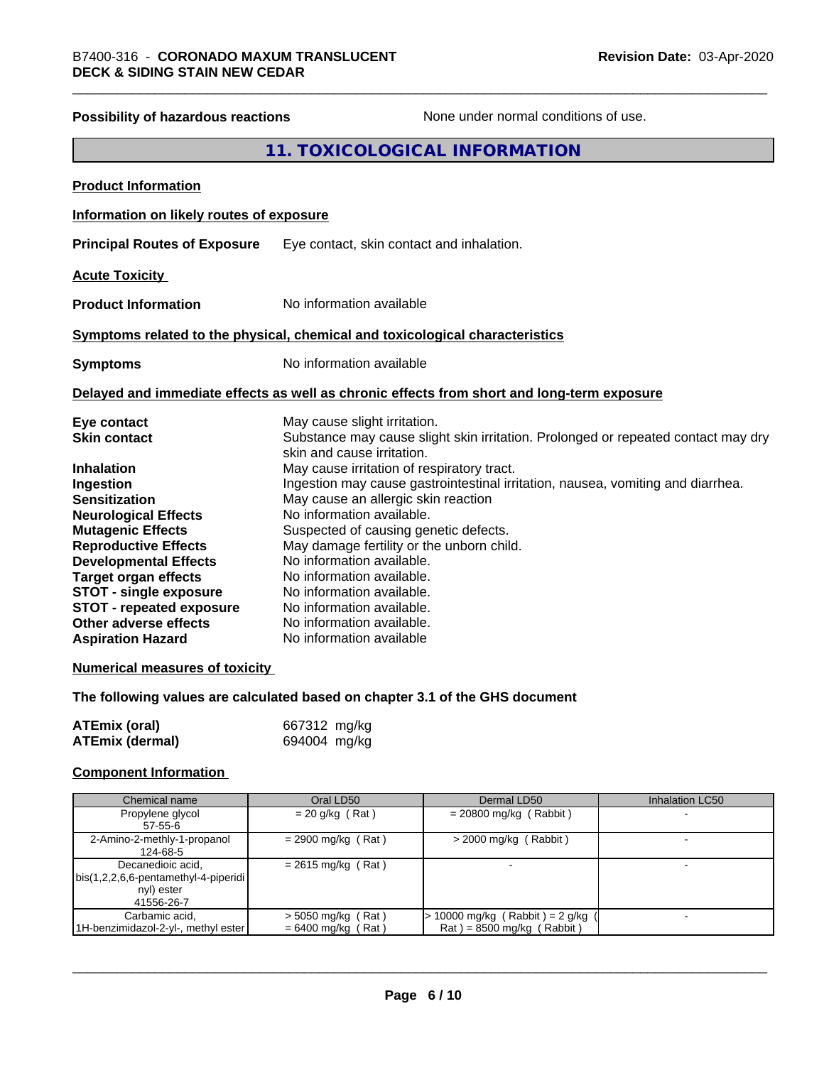**Possibility of hazardous reactions** None under normal conditions of use.

## 11. TOXICOLOGICAL INFORMATION

**Product Information**

**Information on likely routes of exposure**

**Principal Routes of Exposure** Eye contact, skin contact and inhalation.

**Acute Toxicity**

**Product Information** No information available

**Symptoms related to the physical, chemical and toxicological characteristics**

**Symptoms** No information available

**Delayed and immediate effects as well as chronic effects from short and long-term exposure**

**Eye contact** May cause slight irritation.
**Skin contact** Substance may cause slight skin irritation. Prolonged or repeated contact may dry skin and cause irritation.
**Inhalation** May cause irritation of respiratory tract.
**Ingestion** Ingestion may cause gastrointestinal irritation, nausea, vomiting and diarrhea.
**Sensitization** May cause an allergic skin reaction
**Neurological Effects** No information available.
**Mutagenic Effects** Suspected of causing genetic defects.
**Reproductive Effects** May damage fertility or the unborn child.
**Developmental Effects** No information available.
**Target organ effects** No information available.
**STOT - single exposure** No information available.
**STOT - repeated exposure** No information available.
**Other adverse effects** No information available.
**Aspiration Hazard** No information available

**Numerical measures of toxicity**

**The following values are calculated based on chapter 3.1 of the GHS document**

**ATEmix (oral)** 667312 mg/kg
**ATEmix (dermal)** 694004 mg/kg

**Component Information**

| Chemical name | Oral LD50 | Dermal LD50 | Inhalation LC50 |
|---|---|---|---|
| Propylene glycol 57-55-6 | = 20 g/kg ( Rat ) | = 20800 mg/kg ( Rabbit ) | - |
| 2-Amino-2-methly-1-propanol 124-68-5 | = 2900 mg/kg ( Rat ) | > 2000 mg/kg ( Rabbit ) | - |
| Decanedioic acid, bis(1,2,2,6,6-pentamethyl-4-piperidinyl) ester 41556-26-7 | = 2615 mg/kg ( Rat ) | - | - |
| Carbamic acid, 1H-benzimidazol-2-yl-, methyl ester | > 5050 mg/kg ( Rat ) = 6400 mg/kg ( Rat ) | > 10000 mg/kg ( Rabbit ) = 2 g/kg ( Rat ) = 8500 mg/kg ( Rabbit ) | - |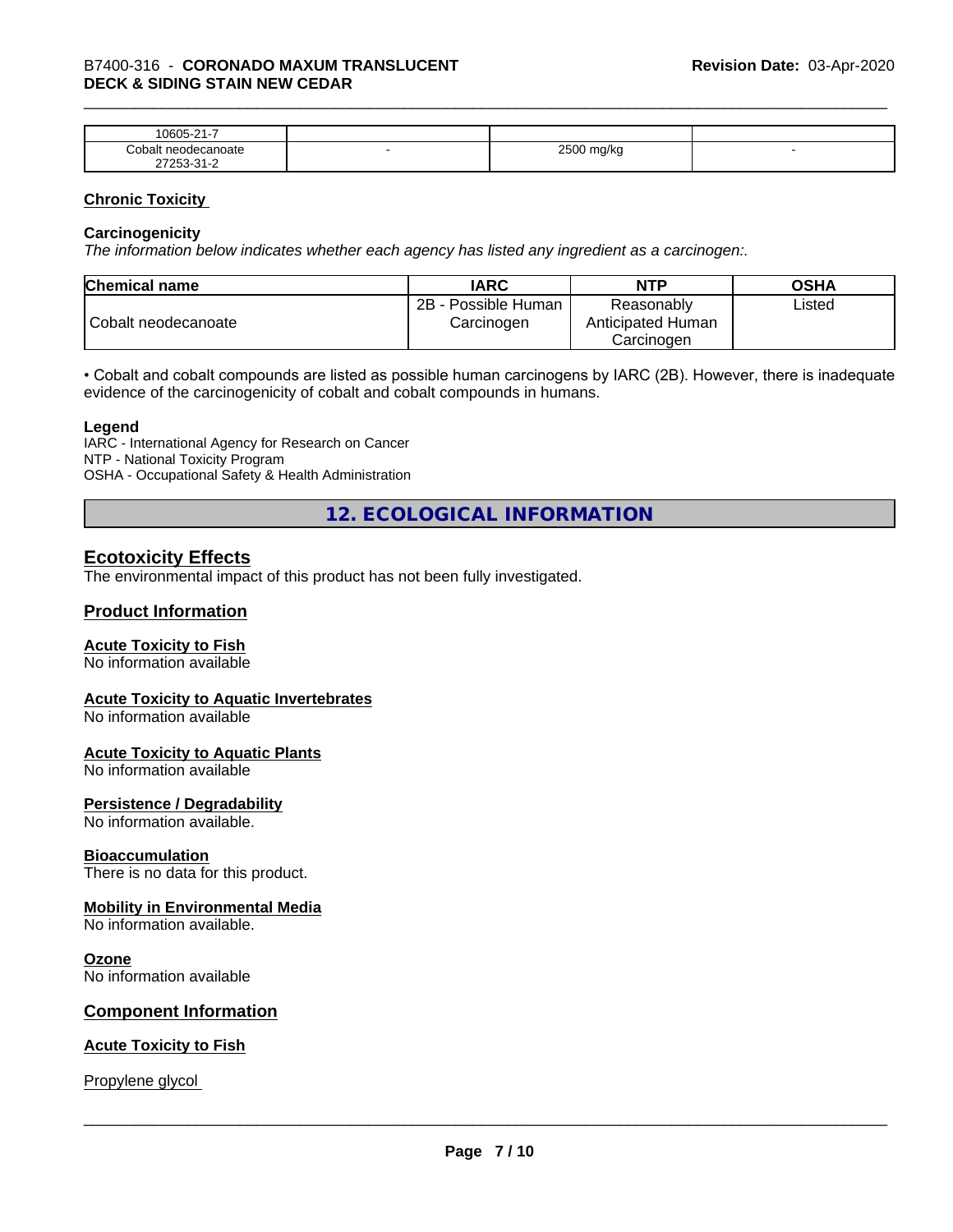| 10605-21-7 | | | |
|---|---|---|---|
| Cobalt neodecanoate 27253-31-2 | - | 2500 mg/kg | - |

## Chronic Toxicity

### Carcinogenicity

*The information below indicates whether each agency has listed any ingredient as a carcinogen:.*

| Chemical name | IARC | NTP | OSHA |
|---|---|---|---|
| Cobalt neodecanoate | 2B - Possible Human Carcinogen | Reasonably Anticipated Human Carcinogen | Listed |

• Cobalt and cobalt compounds are listed as possible human carcinogens by IARC (2B). However, there is inadequate evidence of the carcinogenicity of cobalt and cobalt compounds in humans.

**Legend**
IARC - International Agency for Research on Cancer
NTP - National Toxicity Program
OSHA - Occupational Safety & Health Administration

# 12. ECOLOGICAL INFORMATION

## Ecotoxicity Effects

The environmental impact of this product has not been fully investigated.

## Product Information

### Acute Toxicity to Fish
No information available

### Acute Toxicity to Aquatic Invertebrates
No information available

### Acute Toxicity to Aquatic Plants
No information available

### Persistence / Degradability
No information available.

### Bioaccumulation
There is no data for this product.

### Mobility in Environmental Media
No information available.

### Ozone
No information available

## Component Information

### Acute Toxicity to Fish

Propylene glycol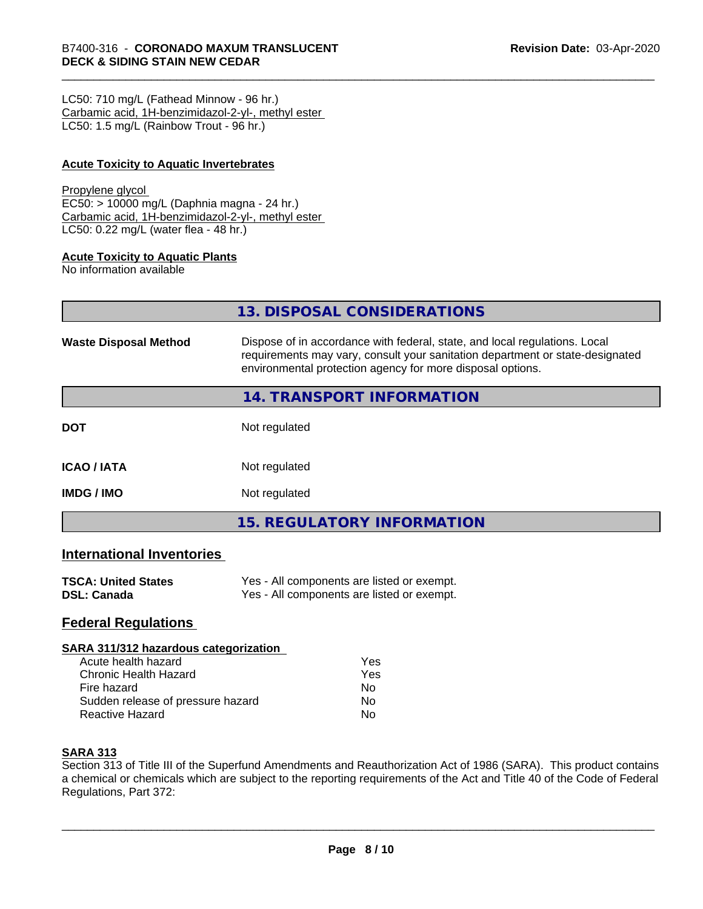LC50: 710 mg/L (Fathead Minnow - 96 hr.)
Carbamic acid, 1H-benzimidazol-2-yl-, methyl ester
LC50: 1.5 mg/L (Rainbow Trout - 96 hr.)

**Acute Toxicity to Aquatic Invertebrates**

Propylene glycol
EC50: > 10000 mg/L (Daphnia magna - 24 hr.)
Carbamic acid, 1H-benzimidazol-2-yl-, methyl ester
LC50: 0.22 mg/L (water flea - 48 hr.)

**Acute Toxicity to Aquatic Plants**
No information available

## 13. DISPOSAL CONSIDERATIONS

**Waste Disposal Method** Dispose of in accordance with federal, state, and local regulations. Local requirements may vary, consult your sanitation department or state-designated environmental protection agency for more disposal options.

## 14. TRANSPORT INFORMATION

| | |
|---|---|
| **DOT** | Not regulated |
| **ICAO / IATA** | Not regulated |
| **IMDG / IMO** | Not regulated |

## 15. REGULATORY INFORMATION

### International Inventories

| | |
|---|---|
| **TSCA: United States** | Yes - All components are listed or exempt. |
| **DSL: Canada** | Yes - All components are listed or exempt. |

### Federal Regulations

**SARA 311/312 hazardous categorization**

| | |
|---|---|
| Acute health hazard | Yes |
| Chronic Health Hazard | Yes |
| Fire hazard | No |
| Sudden release of pressure hazard | No |
| Reactive Hazard | No |

**SARA 313**
Section 313 of Title III of the Superfund Amendments and Reauthorization Act of 1986 (SARA). This product contains a chemical or chemicals which are subject to the reporting requirements of the Act and Title 40 of the Code of Federal Regulations, Part 372: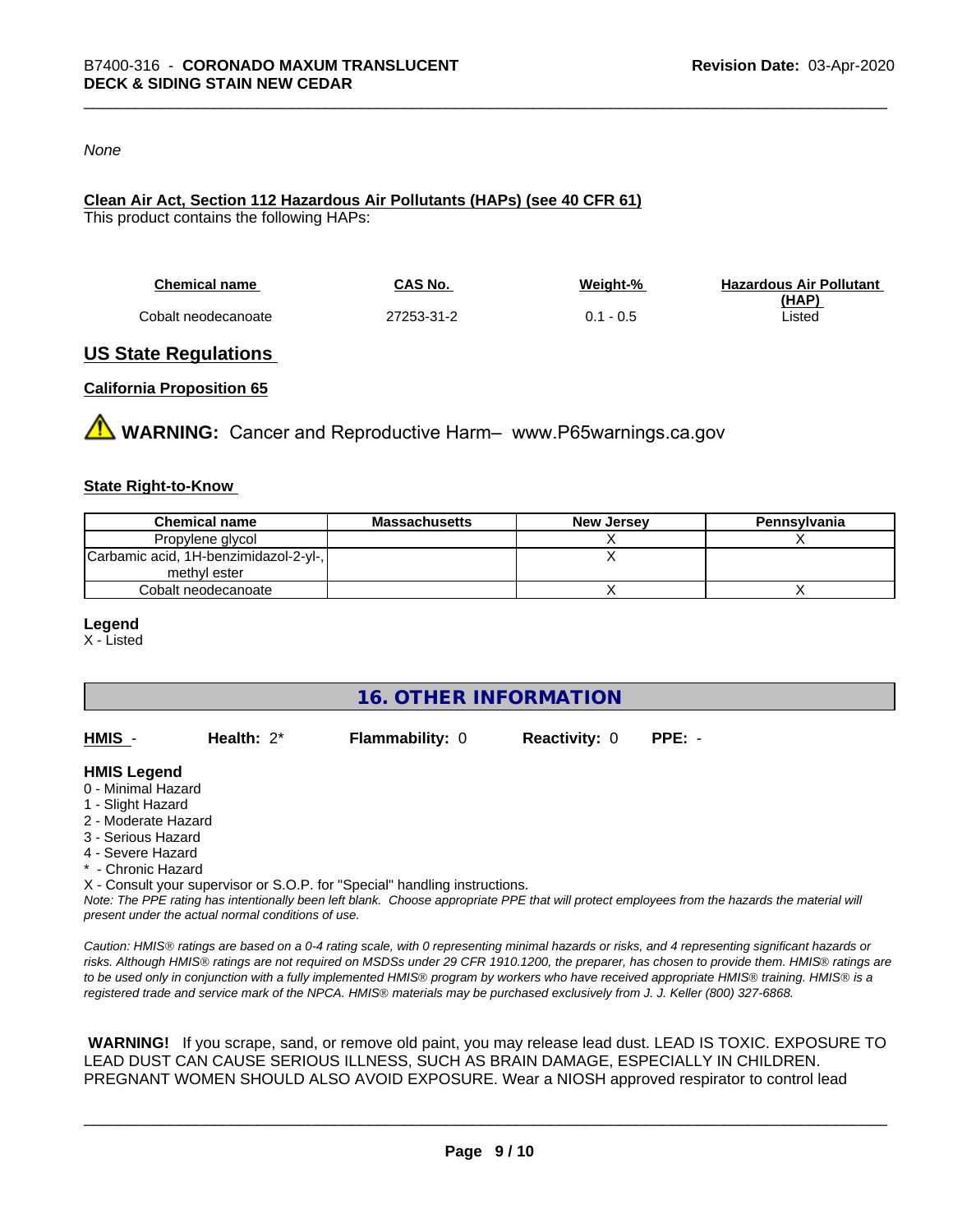*None*

**Clean Air Act, Section 112 Hazardous Air Pollutants (HAPs) (see 40 CFR 61)**

This product contains the following HAPs:

| Chemical name | CAS No. | Weight-% | Hazardous Air Pollutant (HAP) |
|---|---|---|---|
| Cobalt neodecanoate | 27253-31-2 | 0.1 - 0.5 | Listed |

## US State Regulations

### California Proposition 65

⚠ **WARNING:** Cancer and Reproductive Harm– www.P65warnings.ca.gov

### State Right-to-Know

| Chemical name | Massachusetts | New Jersey | Pennsylvania |
|---|---|---|---|
| Propylene glycol | | X | X |
| Carbamic acid, 1H-benzimidazol-2-yl-, methyl ester | | X | |
| Cobalt neodecanoate | | X | X |

**Legend**

X - Listed

## 16. OTHER INFORMATION

**HMIS** - **Health:** 2* **Flammability:** 0 **Reactivity:** 0 **PPE:** -

**HMIS Legend**

0 - Minimal Hazard
1 - Slight Hazard
2 - Moderate Hazard
3 - Serious Hazard
4 - Severe Hazard
* - Chronic Hazard
X - Consult your supervisor or S.O.P. for "Special" handling instructions.

*Note: The PPE rating has intentionally been left blank. Choose appropriate PPE that will protect employees from the hazards the material will present under the actual normal conditions of use.*

*Caution: HMIS® ratings are based on a 0-4 rating scale, with 0 representing minimal hazards or risks, and 4 representing significant hazards or risks. Although HMIS® ratings are not required on MSDSs under 29 CFR 1910.1200, the preparer, has chosen to provide them. HMIS® ratings are to be used only in conjunction with a fully implemented HMIS® program by workers who have received appropriate HMIS® training. HMIS® is a registered trade and service mark of the NPCA. HMIS® materials may be purchased exclusively from J. J. Keller (800) 327-6868.*

**WARNING!** If you scrape, sand, or remove old paint, you may release lead dust. LEAD IS TOXIC. EXPOSURE TO LEAD DUST CAN CAUSE SERIOUS ILLNESS, SUCH AS BRAIN DAMAGE, ESPECIALLY IN CHILDREN. PREGNANT WOMEN SHOULD ALSO AVOID EXPOSURE. Wear a NIOSH approved respirator to control lead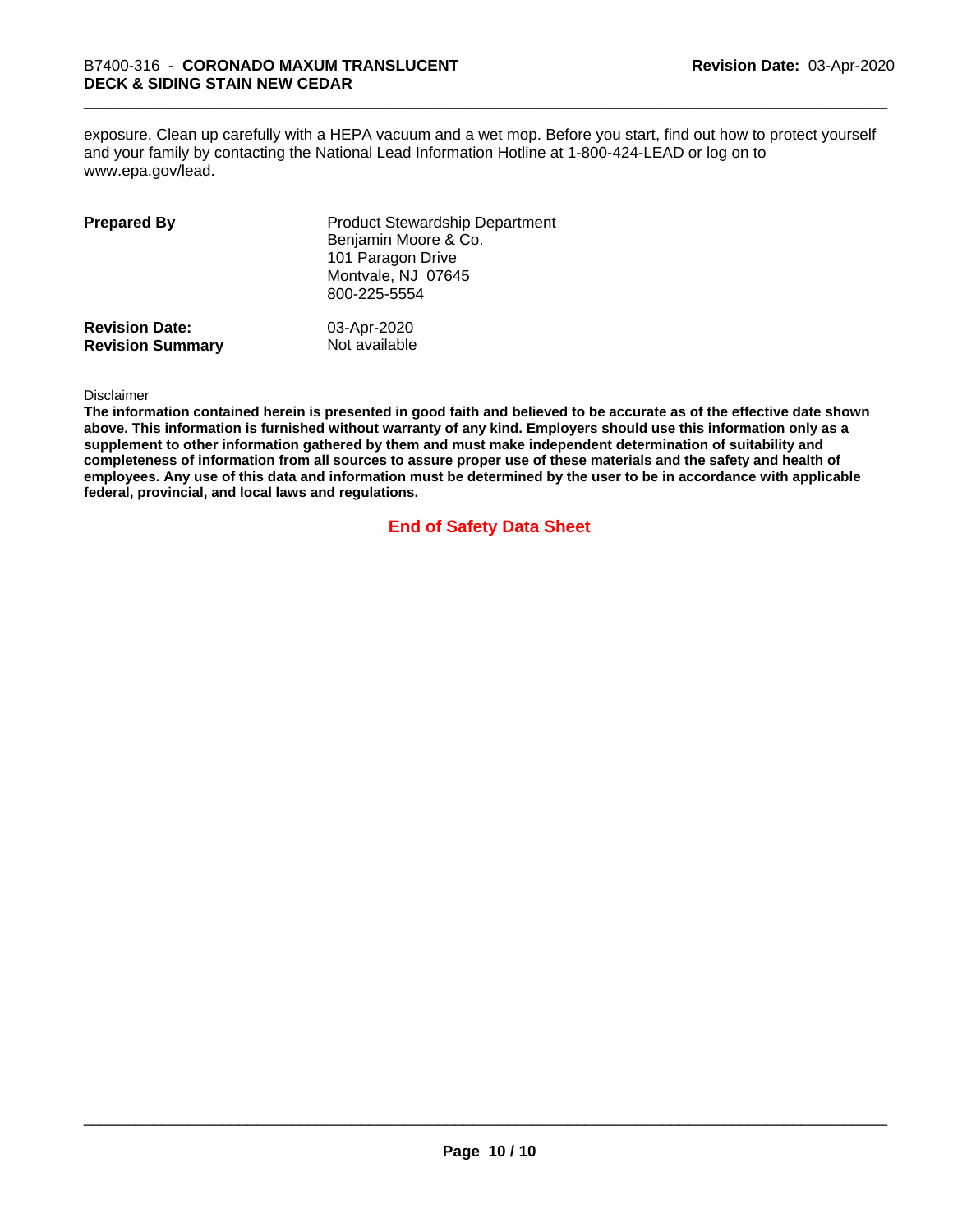exposure. Clean up carefully with a HEPA vacuum and a wet mop. Before you start, find out how to protect yourself and your family by contacting the National Lead Information Hotline at 1-800-424-LEAD or log on to www.epa.gov/lead.

| | |
|---|---|
| **Prepared By** | Product Stewardship Department<br>Benjamin Moore & Co.<br>101 Paragon Drive<br>Montvale, NJ 07645<br>800-225-5554 |
| **Revision Date:** | 03-Apr-2020 |
| **Revision Summary** | Not available |

Disclaimer

**The information contained herein is presented in good faith and believed to be accurate as of the effective date shown above. This information is furnished without warranty of any kind. Employers should use this information only as a supplement to other information gathered by them and must make independent determination of suitability and completeness of information from all sources to assure proper use of these materials and the safety and health of employees. Any use of this data and information must be determined by the user to be in accordance with applicable federal, provincial, and local laws and regulations.**

**End of Safety Data Sheet**